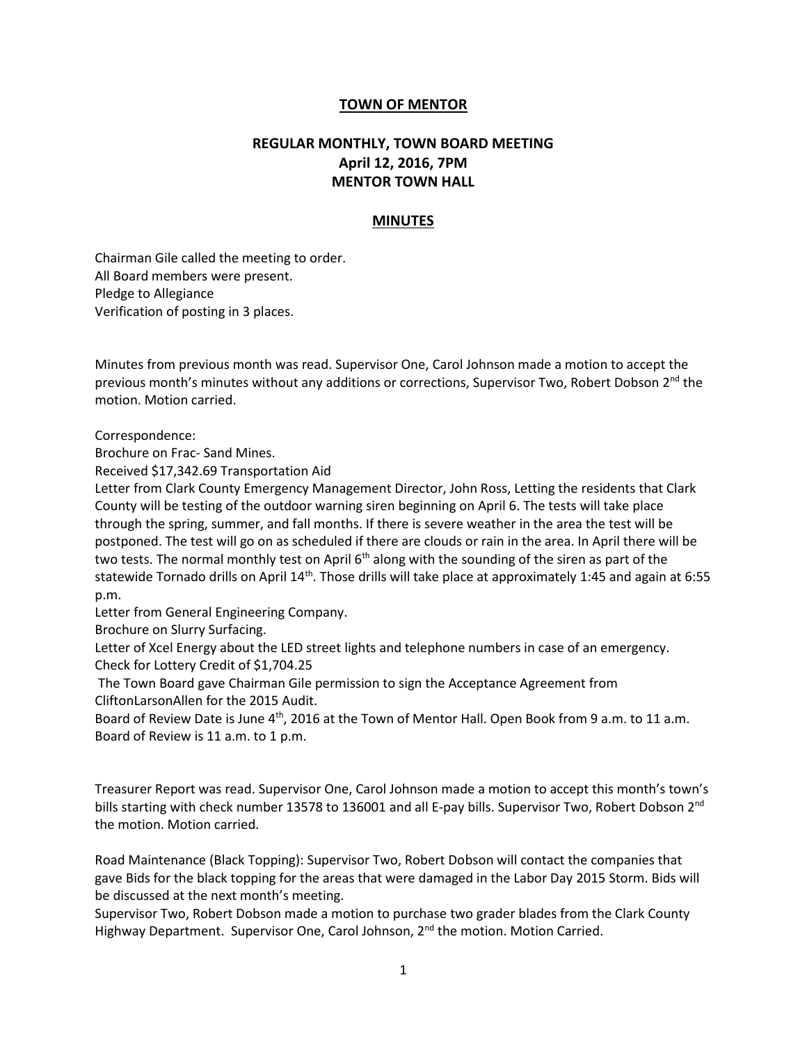**TOWN OF MENTOR**

**REGULAR MONTHLY, TOWN BOARD MEETING**
**April 12, 2016, 7PM**
**MENTOR TOWN HALL**

**MINUTES**

Chairman Gile called the meeting to order.
All Board members were present.
Pledge to Allegiance
Verification of posting in 3 places.

Minutes from previous month was read. Supervisor One, Carol Johnson made a motion to accept the previous month's minutes without any additions or corrections, Supervisor Two, Robert Dobson 2nd the motion. Motion carried.

Correspondence:
Brochure on Frac- Sand Mines.
Received $17,342.69 Transportation Aid
Letter from Clark County Emergency Management Director, John Ross, Letting the residents that Clark County will be testing of the outdoor warning siren beginning on April 6. The tests will take place through the spring, summer, and fall months. If there is severe weather in the area the test will be postponed. The test will go on as scheduled if there are clouds or rain in the area. In April there will be two tests. The normal monthly test on April 6th along with the sounding of the siren as part of the statewide Tornado drills on April 14th. Those drills will take place at approximately 1:45 and again at 6:55 p.m.
Letter from General Engineering Company.
Brochure on Slurry Surfacing.
Letter of Xcel Energy about the LED street lights and telephone numbers in case of an emergency.
Check for Lottery Credit of $1,704.25
The Town Board gave Chairman Gile permission to sign the Acceptance Agreement from CliftonLarsonAllen for the 2015 Audit.
Board of Review Date is June 4th, 2016 at the Town of Mentor Hall. Open Book from 9 a.m. to 11 a.m. Board of Review is 11 a.m. to 1 p.m.

Treasurer Report was read. Supervisor One, Carol Johnson made a motion to accept this month's town's bills starting with check number 13578 to 136001 and all E-pay bills. Supervisor Two, Robert Dobson 2nd the motion. Motion carried.

Road Maintenance (Black Topping): Supervisor Two, Robert Dobson will contact the companies that gave Bids for the black topping for the areas that were damaged in the Labor Day 2015 Storm. Bids will be discussed at the next month's meeting.
Supervisor Two, Robert Dobson made a motion to purchase two grader blades from the Clark County Highway Department. Supervisor One, Carol Johnson, 2nd the motion. Motion Carried.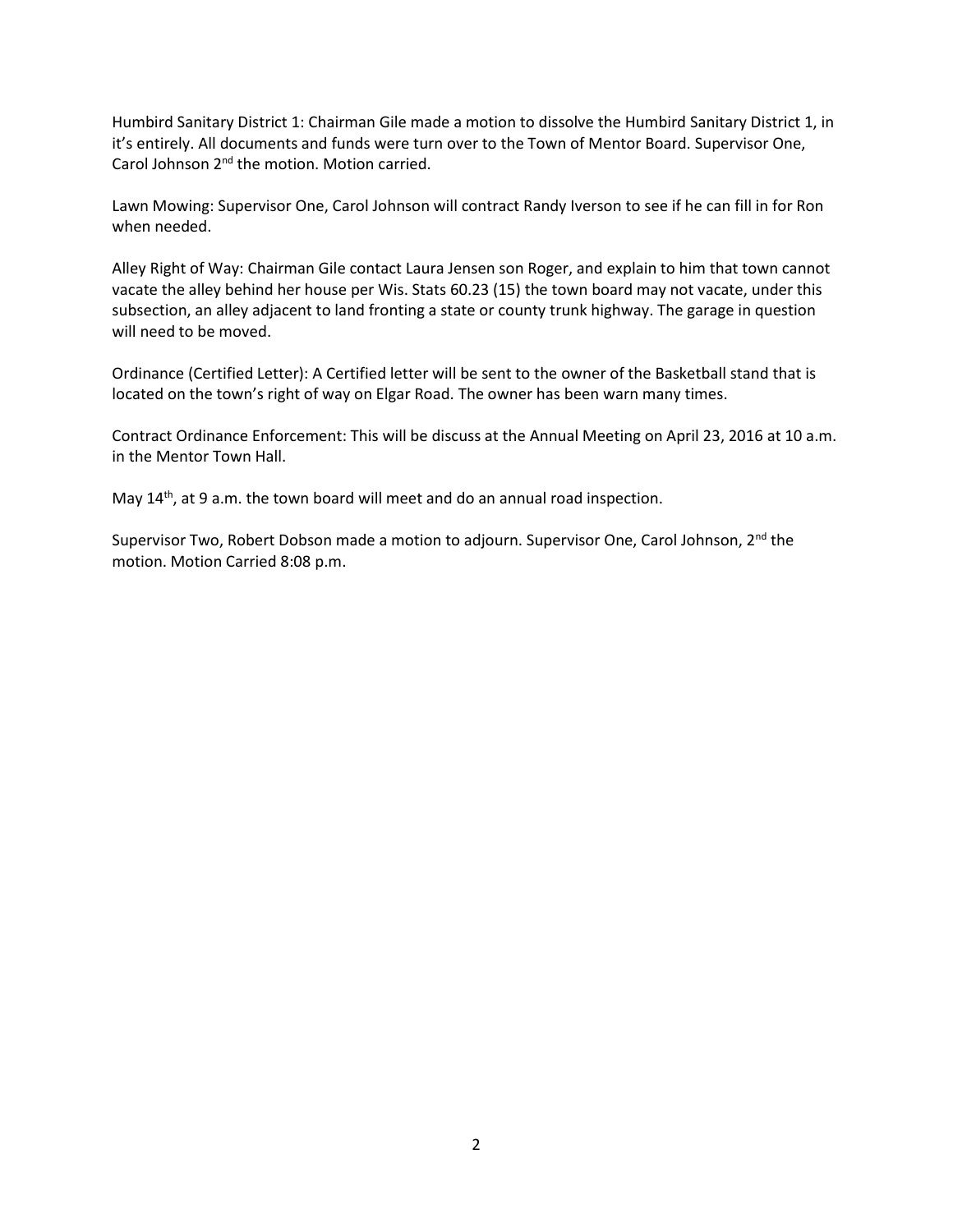Humbird Sanitary District 1: Chairman Gile made a motion to dissolve the Humbird Sanitary District 1, in it's entirely. All documents and funds were turn over to the Town of Mentor Board. Supervisor One, Carol Johnson 2nd the motion. Motion carried.

Lawn Mowing: Supervisor One, Carol Johnson will contract Randy Iverson to see if he can fill in for Ron when needed.

Alley Right of Way: Chairman Gile contact Laura Jensen son Roger, and explain to him that town cannot vacate the alley behind her house per Wis. Stats 60.23 (15) the town board may not vacate, under this subsection, an alley adjacent to land fronting a state or county trunk highway. The garage in question will need to be moved.

Ordinance (Certified Letter): A Certified letter will be sent to the owner of the Basketball stand that is located on the town's right of way on Elgar Road. The owner has been warn many times.

Contract Ordinance Enforcement: This will be discuss at the Annual Meeting on April 23, 2016 at 10 a.m. in the Mentor Town Hall.

May 14th, at 9 a.m. the town board will meet and do an annual road inspection.

Supervisor Two, Robert Dobson made a motion to adjourn. Supervisor One, Carol Johnson, 2nd the motion. Motion Carried 8:08 p.m.